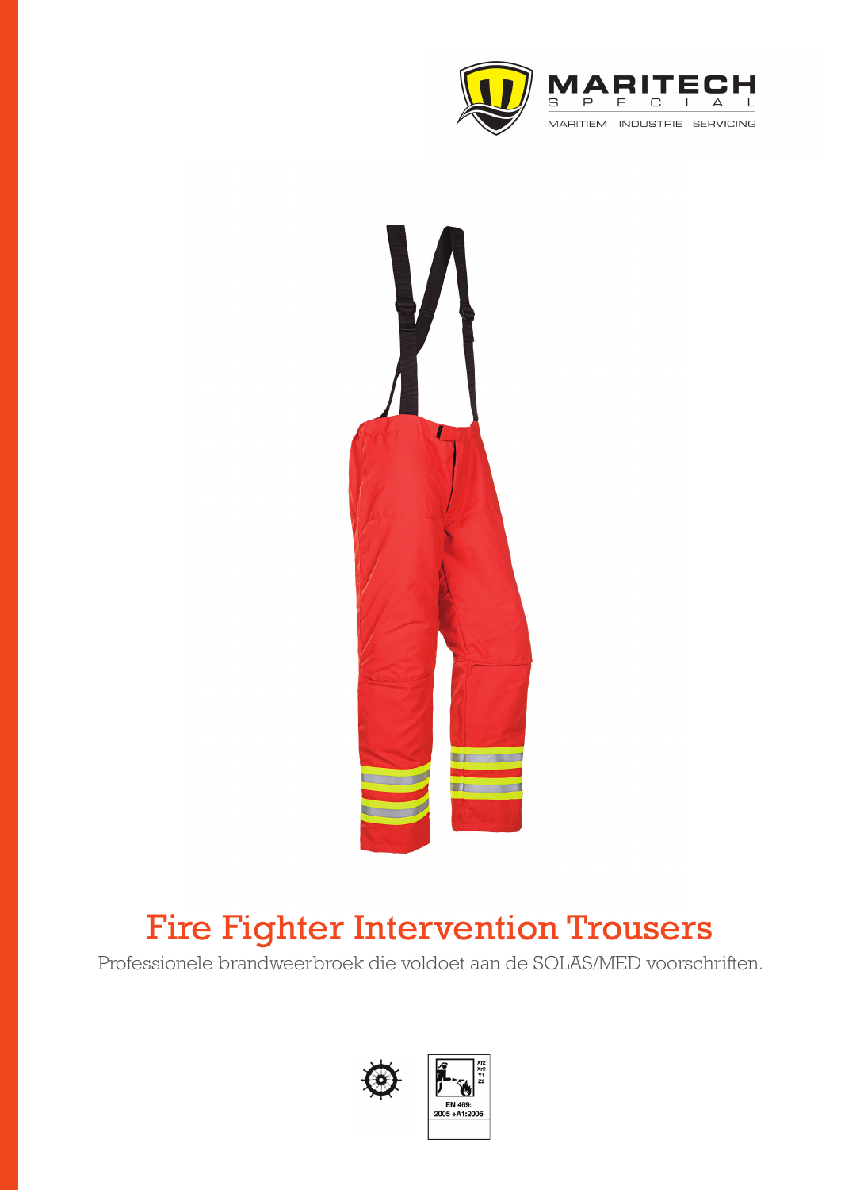MARITECH
S P E C I A L
MARITIEM INDUSTRIE SERVICING

# Fire Fighter Intervention Trousers

Professionele brandweerbroek die voldoet aan de SOLAS/MED voorschriften.

Xf2
Xr2
Y1
Z2

EN 469:
2005 +A1:2006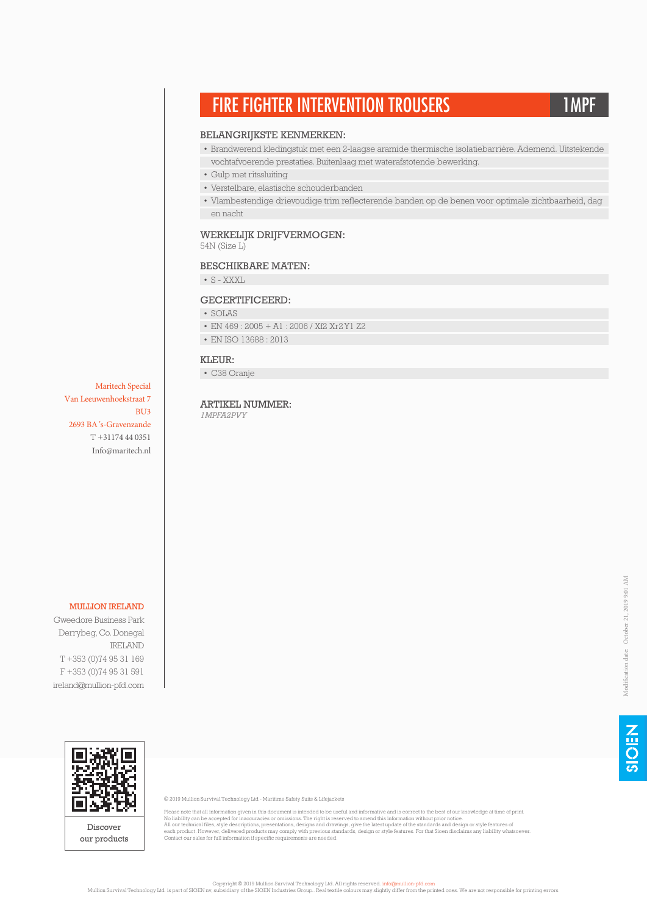# FIRE FIGHTER INTERVENTION TROUSERS 1MPF

## BELANGRIJKSTE KENMERKEN:

- Brandwerend kledingstuk met een 2-laagse aramide thermische isolatiebarrière. Ademend. Uitstekende vochtafvoerende prestaties. Buitenlaag met waterafstotende bewerking.
- Gulp met ritssluiting
- Verstelbare, elastische schouderbanden
- Vlambestendige drievoudige trim reflecterende banden op de benen voor optimale zichtbaarheid, dag en nacht

## WERKELIJK DRIJFVERMOGEN:

54N (Size L)

## BESCHIKBARE MATEN:

- S - XXXL

## GECERTIFICEERD:

- SOLAS
- EN 469 : 2005 + A1 : 2006 / Xf2 Xr2 Y1 Z2
- EN ISO 13688 : 2013

## KLEUR:

- C38 Oranje

## ARTIKEL NUMMER:

*1MPFA2PVY*

Maritech Special
Van Leeuwenhoekstraat 7
BU3
2693 BA 's-Gravenzande
T +31174 44 0351
Info@maritech.nl

**MULLION IRELAND**
Gweedore Business Park
Derrybeg, Co. Donegal
IRELAND
T +353 (0)74 95 31 169
F +353 (0)74 95 31 591
ireland@mullion-pfd.com

Discover our products

Modification date: October 21, 2019 9:01 AM

SIOEN

© 2019 Mullion Survival Technology Ltd - Maritime Safety Suits & Lifejackets

Please note that all information given in this document is intended to be useful and informative and is correct to the best of our knowledge at time of print.
No liability can be accepted for inaccuracies or omissions. The right is reserved to amend this information without prior notice.
All our technical files, style descriptions, presentations, designs and drawings, give the latest update of the standards and design or style features of each product. However, delivered products may comply with previous standards, design or style features. For that Sioen disclaims any liability whatsoever.
Contact our sales for full information if specific requirements are needed.

Copyright © 2019 Mullion Survival Technology Ltd. All rights reserved. info@mullion-pfd.com
Mullion Survival Technology Ltd. is part of SIOEN nv, subsidiary of the SIOEN Industries Group.. Real textile colours may slightly differ from the printed ones. We are not responsible for printing errors.